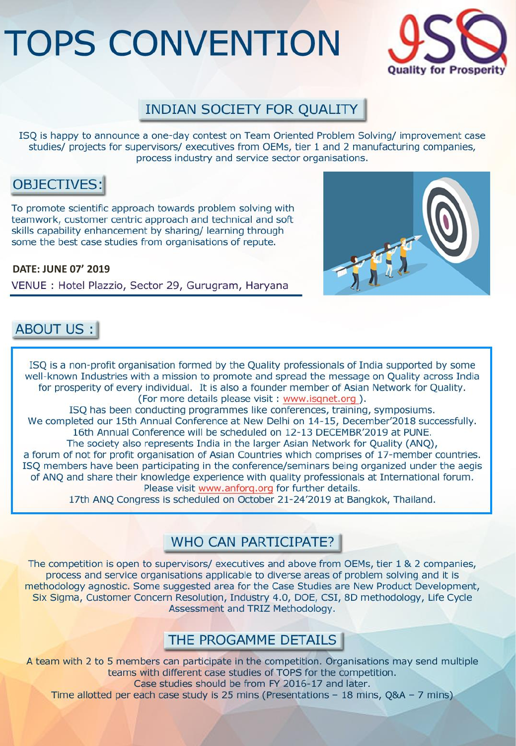# TOPS CONVENTION

Quality for Prosperity

## INDIAN SOCIETY FOR QUALITY

ISQ is happy to announce a one-day contest on Team Oriented Problem Solving/ improvement case studies/ projects for supervisors/ executives from OEMs, tier 1 and 2 manufacturing companies, process industry and service sector organisations.

## OBJECTIVES:

To promote scientific approach towards problem solving with teamwork, customer centric approach and technical and soft skills capability enhancement by sharing/ learning through some the best case studies from organisations of repute.

**DATE: JUNE 07' 2019**

VENUE : Hotel Plazzio, Sector 29, Gurugram, Haryana

## ABOUT US :

ISQ is a non-profit organisation formed by the Quality professionals of India supported by some well-known Industries with a mission to promote and spread the message on Quality across India for prosperity of every individual. It is also a founder member of Asian Network for Quality. (For more details please visit : www.isqnet.org ).

ISQ has been conducting programmes like conferences, training, symposiums.

We completed our 15th Annual Conference at New Delhi on 14-15, December'2018 successfully.

16th Annual Conference will be scheduled on 12-13 DECEMBR'2019 at PUNE.

The society also represents India in the larger Asian Network for Quality (ANQ), a forum of not for profit organisation of Asian Countries which comprises of 17-member countries.

ISQ members have been participating in the conference/seminars being organized under the aegis of ANQ and share their knowledge experience with quality professionals at International forum.

Please visit www.anforq.org for further details.

17th ANQ Congress is scheduled on October 21-24'2019 at Bangkok, Thailand.

## WHO CAN PARTICIPATE?

The competition is open to supervisors/ executives and above from OEMs, tier 1 & 2 companies, process and service organisations applicable to diverse areas of problem solving and it is methodology agnostic. Some suggested area for the Case Studies are New Product Development, Six Sigma, Customer Concern Resolution, Industry 4.0, DOE, CSI, 8D methodology, Life Cycle Assessment and TRIZ Methodology.

## THE PROGAMME DETAILS

A team with 2 to 5 members can participate in the competition. Organisations may send multiple teams with different case studies of TOPS for the competition.

Case studies should be from FY 2016-17 and later.

Time allotted per each case study is 25 mins (Presentations – 18 mins, Q&A – 7 mins)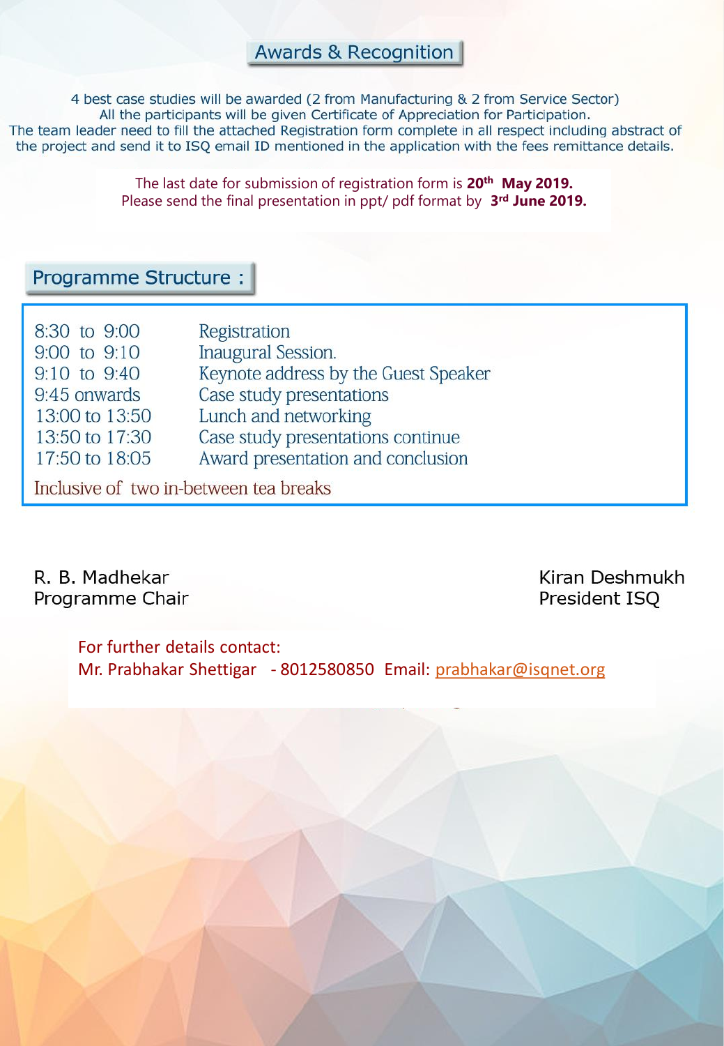## Awards & Recognition

4 best case studies will be awarded (2 from Manufacturing & 2 from Service Sector)
All the participants will be given Certificate of Appreciation for Participation.
The team leader need to fill the attached Registration form complete in all respect including abstract of the project and send it to ISQ email ID mentioned in the application with the fees remittance details.

The last date for submission of registration form is **20th May 2019.**
Please send the final presentation in ppt/ pdf format by **3rd June 2019.**

## Programme Structure :

| | |
|---|---|
| 8:30 to 9:00 | Registration |
| 9:00 to 9:10 | Inaugural Session. |
| 9:10 to 9:40 | Keynote address by the Guest Speaker |
| 9:45 onwards | Case study presentations |
| 13:00 to 13:50 | Lunch and networking |
| 13:50 to 17:30 | Case study presentations continue |
| 17:50 to 18:05 | Award presentation and conclusion |

Inclusive of two in-between tea breaks

R. B. Madhekar
Programme Chair

Kiran Deshmukh
President ISQ

For further details contact:
Mr. Prabhakar Shettigar - 8012580850 Email: prabhakar@isqnet.org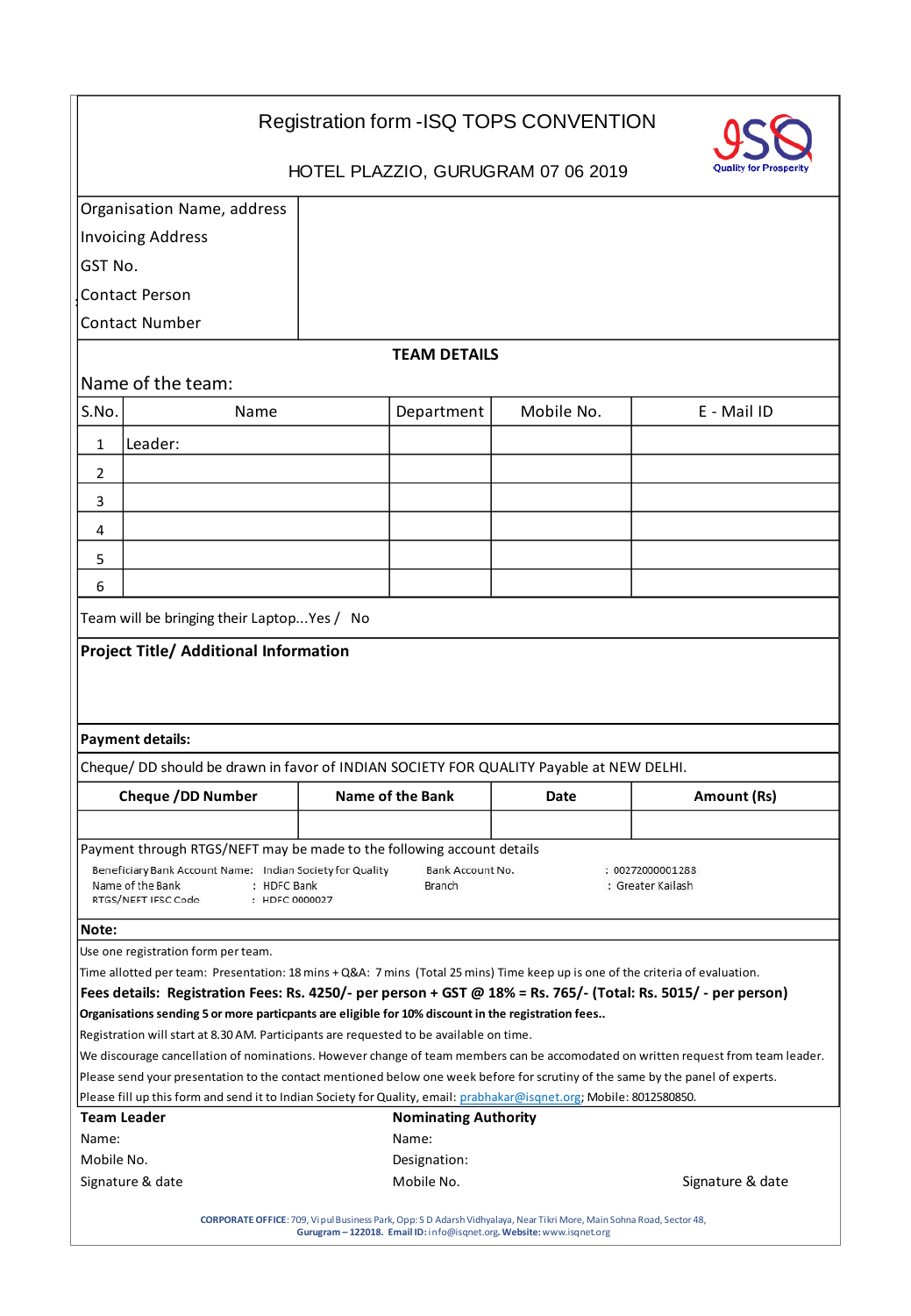# Registration form -ISQ TOPS CONVENTION

HOTEL PLAZZIO, GURUGRAM 07 06 2019

| | |
|---|---|
| Organisation Name, address | |
| Invoicing Address | |
| GST No. | |
| Contact Person | |
| Contact Number | |

**TEAM DETAILS**

Name of the team:

| S.No. | Name | Department | Mobile No. | E - Mail ID |
|---|---|---|---|---|
| 1 | Leader: | | | |
| 2 | | | | |
| 3 | | | | |
| 4 | | | | |
| 5 | | | | |
| 6 | | | | |

Team will be bringing their Laptop...Yes / No

**Project Title/ Additional Information**

**Payment details:**

Cheque/ DD should be drawn in favor of INDIAN SOCIETY FOR QUALITY Payable at NEW DELHI.

| Cheque /DD Number | Name of the Bank | Date | Amount (Rs) |
|---|---|---|---|
| | | | |

Payment through RTGS/NEFT may be made to the following account details

| | | | |
|---|---|---|---|
| Beneficiary Bank Account Name: | Indian Society for Quality | Bank Account No. | : 00272000001288 |
| Name of the Bank | : HDFC Bank | Branch | : Greater Kailash |
| RTGS/NEFT IFSC Code | : HDFC 0000027 | | |

**Note:**

Use one registration form per team.

Time allotted per team: Presentation: 18 mins + Q&A: 7 mins (Total 25 mins) Time keep up is one of the criteria of evaluation.

**Fees details: Registration Fees: Rs. 4250/- per person + GST @ 18% = Rs. 765/- (Total: Rs. 5015/ - per person)**

**Organisations sending 5 or more particpants are eligible for 10% discount in the registration fees..**

Registration will start at 8.30 AM. Participants are requested to be available on time.

We discourage cancellation of nominations. However change of team members can be accomodated on written request from team leader.

Please send your presentation to the contact mentioned below one week before for scrutiny of the same by the panel of experts.

Please fill up this form and send it to Indian Society for Quality, email: prabhakar@isqnet.org; Mobile: 8012580850.

**Team Leader**

Name:

Mobile No.

Signature & date

**Nominating Authority**

Name:

Designation:

Mobile No.

Signature & date

**CORPORATE OFFICE**: 709, Vipul Business Park, Opp: S D Adarsh Vidhyalaya, Near Tikri More, Main Sohna Road, Sector 48, **Gurugram – 122018. Email ID:** info@isqnet.org. **Website:** www.isqnet.org